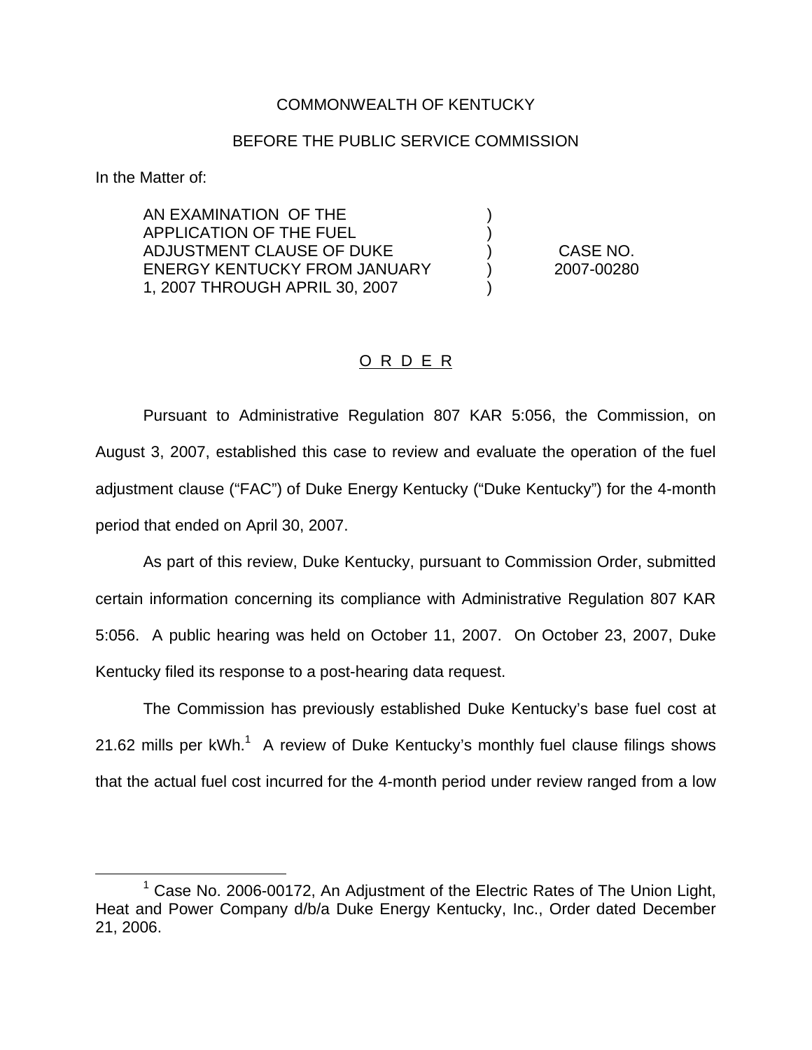COMMONWEALTH OF KENTUCKY

BEFORE THE PUBLIC SERVICE COMMISSION

In the Matter of:

| | | |
|---|---|---|
| AN EXAMINATION OF THE APPLICATION OF THE FUEL ADJUSTMENT CLAUSE OF DUKE ENERGY KENTUCKY FROM JANUARY 1, 2007 THROUGH APRIL 30, 2007 | ) | CASE NO. 2007-00280 |

## O R D E R

Pursuant to Administrative Regulation 807 KAR 5:056, the Commission, on August 3, 2007, established this case to review and evaluate the operation of the fuel adjustment clause ("FAC") of Duke Energy Kentucky ("Duke Kentucky") for the 4-month period that ended on April 30, 2007.

As part of this review, Duke Kentucky, pursuant to Commission Order, submitted certain information concerning its compliance with Administrative Regulation 807 KAR 5:056. A public hearing was held on October 11, 2007. On October 23, 2007, Duke Kentucky filed its response to a post-hearing data request.

The Commission has previously established Duke Kentucky's base fuel cost at 21.62 mills per kWh.[1] A review of Duke Kentucky's monthly fuel clause filings shows that the actual fuel cost incurred for the 4-month period under review ranged from a low

[1] Case No. 2006-00172, An Adjustment of the Electric Rates of The Union Light, Heat and Power Company d/b/a Duke Energy Kentucky, Inc., Order dated December 21, 2006.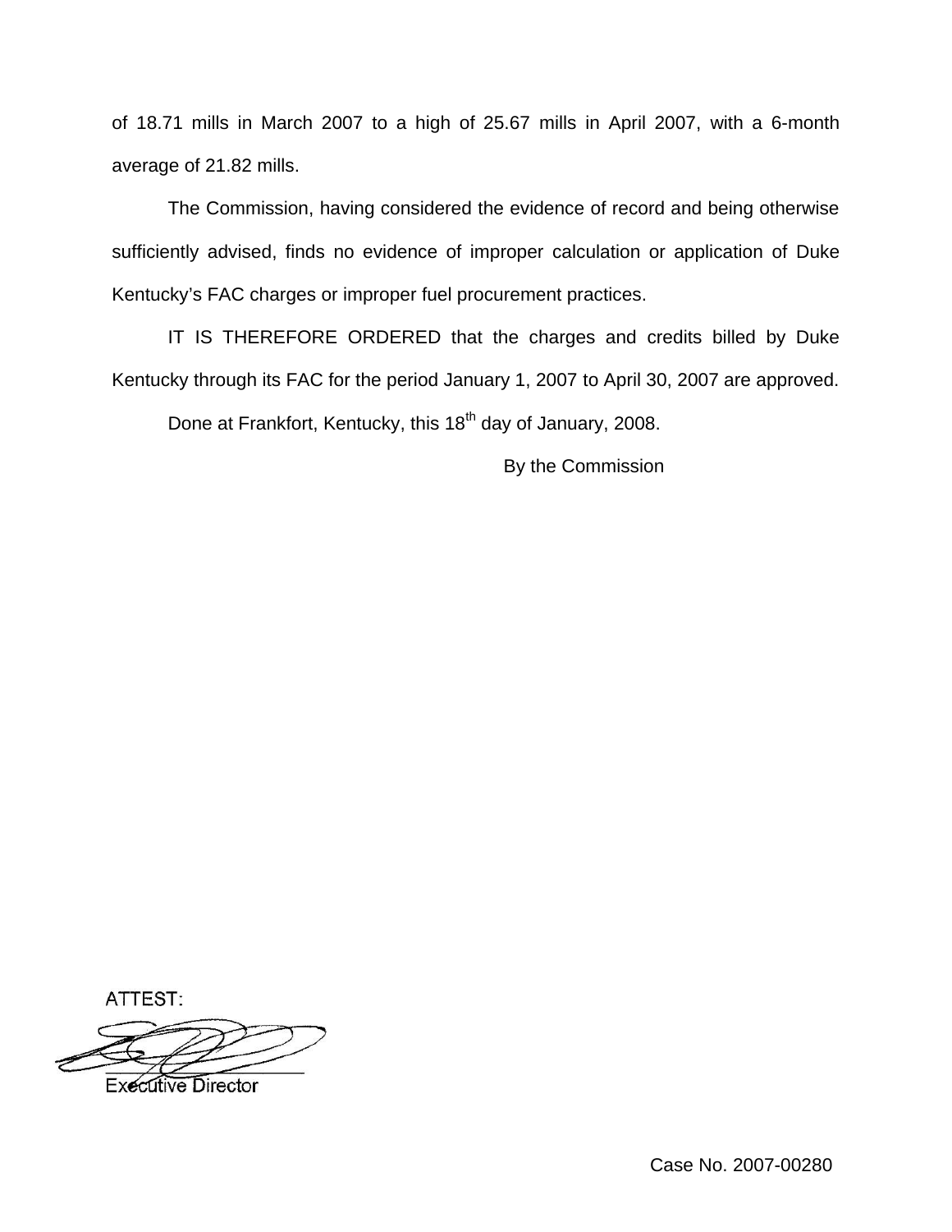of 18.71 mills in March 2007 to a high of 25.67 mills in April 2007, with a 6-month average of 21.82 mills.

The Commission, having considered the evidence of record and being otherwise sufficiently advised, finds no evidence of improper calculation or application of Duke Kentucky's FAC charges or improper fuel procurement practices.

IT IS THEREFORE ORDERED that the charges and credits billed by Duke Kentucky through its FAC for the period January 1, 2007 to April 30, 2007 are approved.

Done at Frankfort, Kentucky, this 18th day of January, 2008.

By the Commission

ATTEST:

Executive Director

Case No. 2007-00280